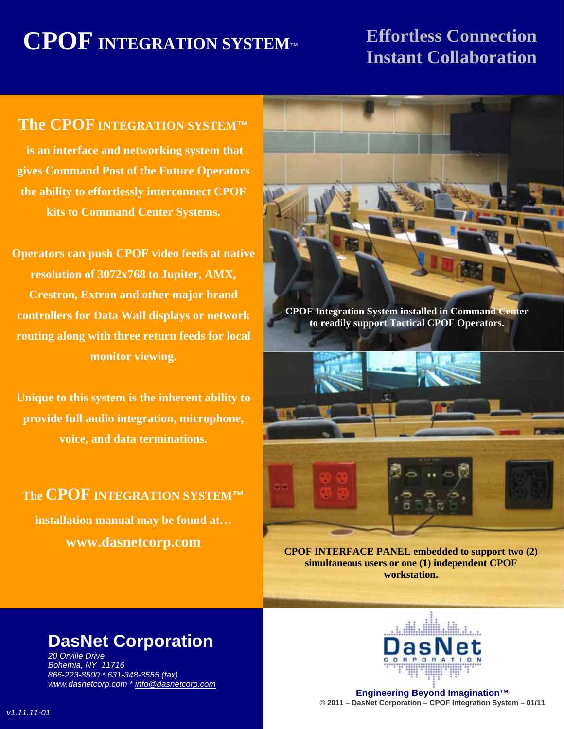# CPOF INTEGRATION SYSTEM™

## Effortless Connection
## Instant Collaboration

### The CPOF INTEGRATION SYSTEM™

**is an interface and networking system that gives Command Post of the Future Operators the ability to effortlessly interconnect CPOF kits to Command Center Systems.**

**Operators can push CPOF video feeds at native resolution of 3072x768 to Jupiter, AMX, Crestron, Extron and other major brand controllers for Data Wall displays or network routing along with three return feeds for local monitor viewing.**

**Unique to this system is the inherent ability to provide full audio integration, microphone, voice, and data terminations.**

**The CPOF INTEGRATION SYSTEM™ installation manual may be found at…**

**www.dasnetcorp.com**

**CPOF Integration System installed in Command Center to readily support Tactical CPOF Operators.**

**CPOF INTERFACE PANEL embedded to support two (2) simultaneous users or one (1) independent CPOF workstation.**

## DasNet Corporation

*20 Orville Drive*
*Bohemia, NY 11716*
*866-223-8500 * 631-348-3555 (fax)*
*www.dasnetcorp.com * info@dasnetcorp.com*

DasNet CORPORATION

**Engineering Beyond Imagination™**

**© 2011 – DasNet Corporation – CPOF Integration System – 01/11**

*v1.11.11-01*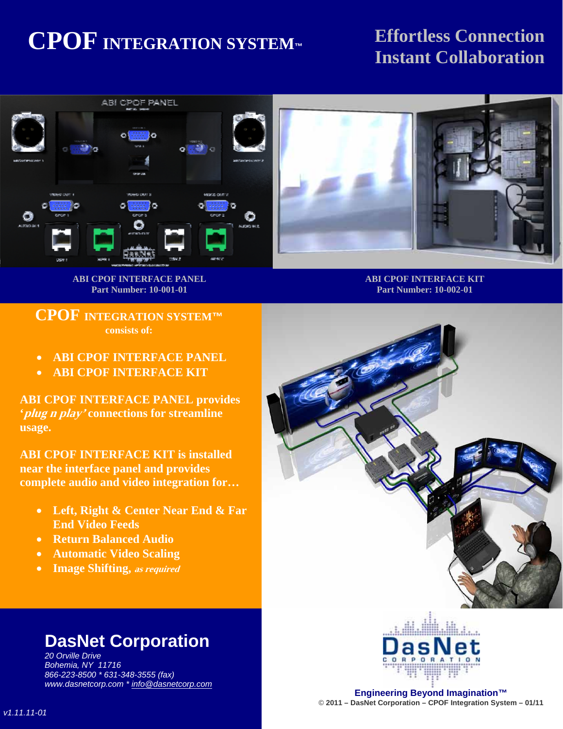# CPOF INTEGRATION SYSTEM™

**Effortless Connection**
**Instant Collaboration**

**ABI CPOF INTERFACE PANEL**
**Part Number: 10-001-01**

**ABI CPOF INTERFACE KIT**
**Part Number: 10-002-01**

## CPOF INTEGRATION SYSTEM™
**consists of:**

- **ABI CPOF INTERFACE PANEL**
- **ABI CPOF INTERFACE KIT**

**ABI CPOF INTERFACE PANEL provides '*plug n play*' connections for streamline usage.**

**ABI CPOF INTERFACE KIT is installed near the interface panel and provides complete audio and video integration for…**

- **Left, Right & Center Near End & Far End Video Feeds**
- **Return Balanced Audio**
- **Automatic Video Scaling**
- **Image Shifting, *as required***

## DasNet Corporation

*20 Orville Drive*
*Bohemia, NY 11716*
*866-223-8500 * 631-348-3555 (fax)*
*www.dasnetcorp.com * info@dasnetcorp.com*

DasNet CORPORATION

**Engineering Beyond Imagination™**

© 2011 – DasNet Corporation – CPOF Integration System – 01/11

*v1.11.11-01*